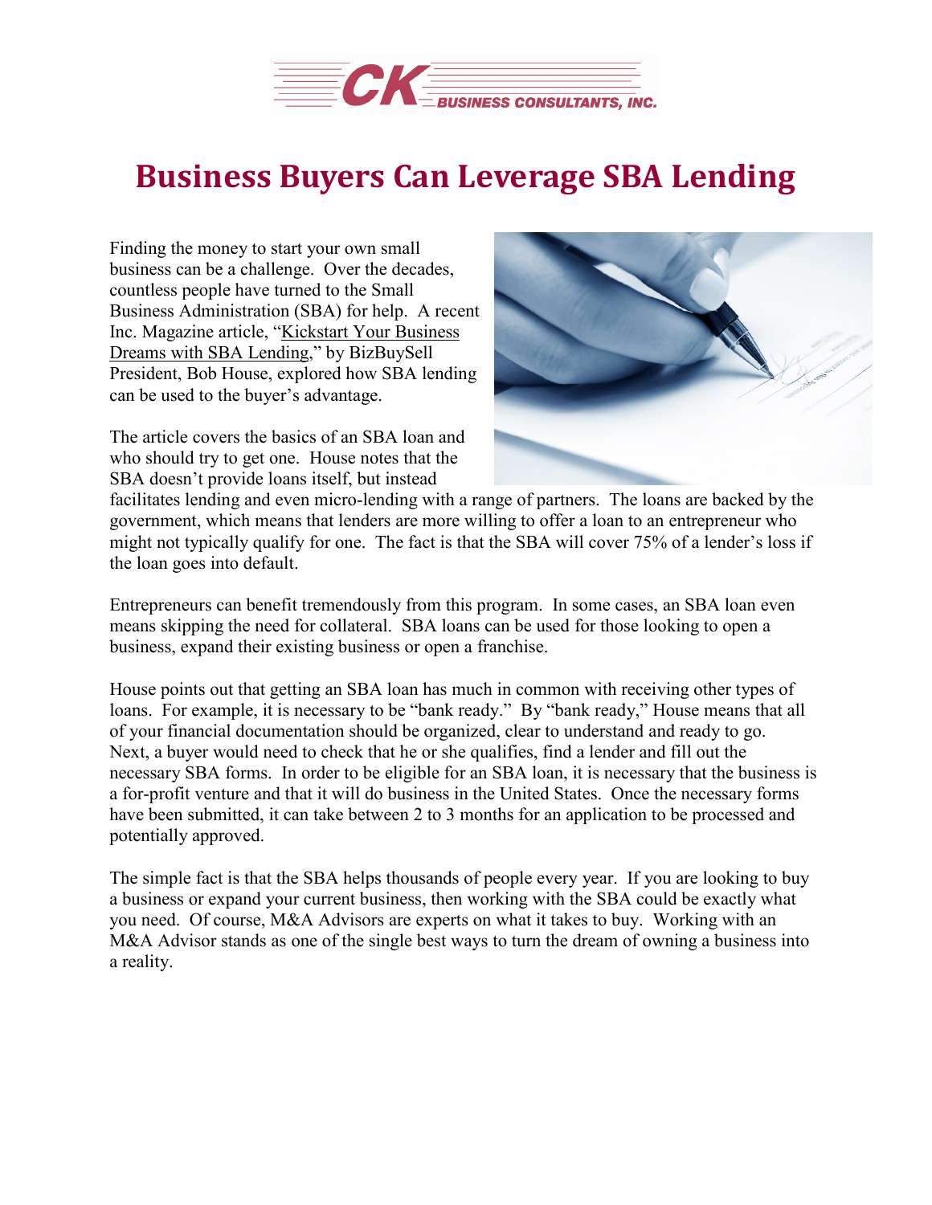CK BUSINESS CONSULTANTS, INC.

# Business Buyers Can Leverage SBA Lending

Finding the money to start your own small business can be a challenge. Over the decades, countless people have turned to the Small Business Administration (SBA) for help. A recent Inc. Magazine article, "Kickstart Your Business Dreams with SBA Lending," by BizBuySell President, Bob House, explored how SBA lending can be used to the buyer's advantage.

The article covers the basics of an SBA loan and who should try to get one. House notes that the SBA doesn't provide loans itself, but instead facilitates lending and even micro-lending with a range of partners. The loans are backed by the government, which means that lenders are more willing to offer a loan to an entrepreneur who might not typically qualify for one. The fact is that the SBA will cover 75% of a lender's loss if the loan goes into default.

Entrepreneurs can benefit tremendously from this program. In some cases, an SBA loan even means skipping the need for collateral. SBA loans can be used for those looking to open a business, expand their existing business or open a franchise.

House points out that getting an SBA loan has much in common with receiving other types of loans. For example, it is necessary to be "bank ready." By "bank ready," House means that all of your financial documentation should be organized, clear to understand and ready to go. Next, a buyer would need to check that he or she qualifies, find a lender and fill out the necessary SBA forms. In order to be eligible for an SBA loan, it is necessary that the business is a for-profit venture and that it will do business in the United States. Once the necessary forms have been submitted, it can take between 2 to 3 months for an application to be processed and potentially approved.

The simple fact is that the SBA helps thousands of people every year. If you are looking to buy a business or expand your current business, then working with the SBA could be exactly what you need. Of course, M&A Advisors are experts on what it takes to buy. Working with an M&A Advisor stands as one of the single best ways to turn the dream of owning a business into a reality.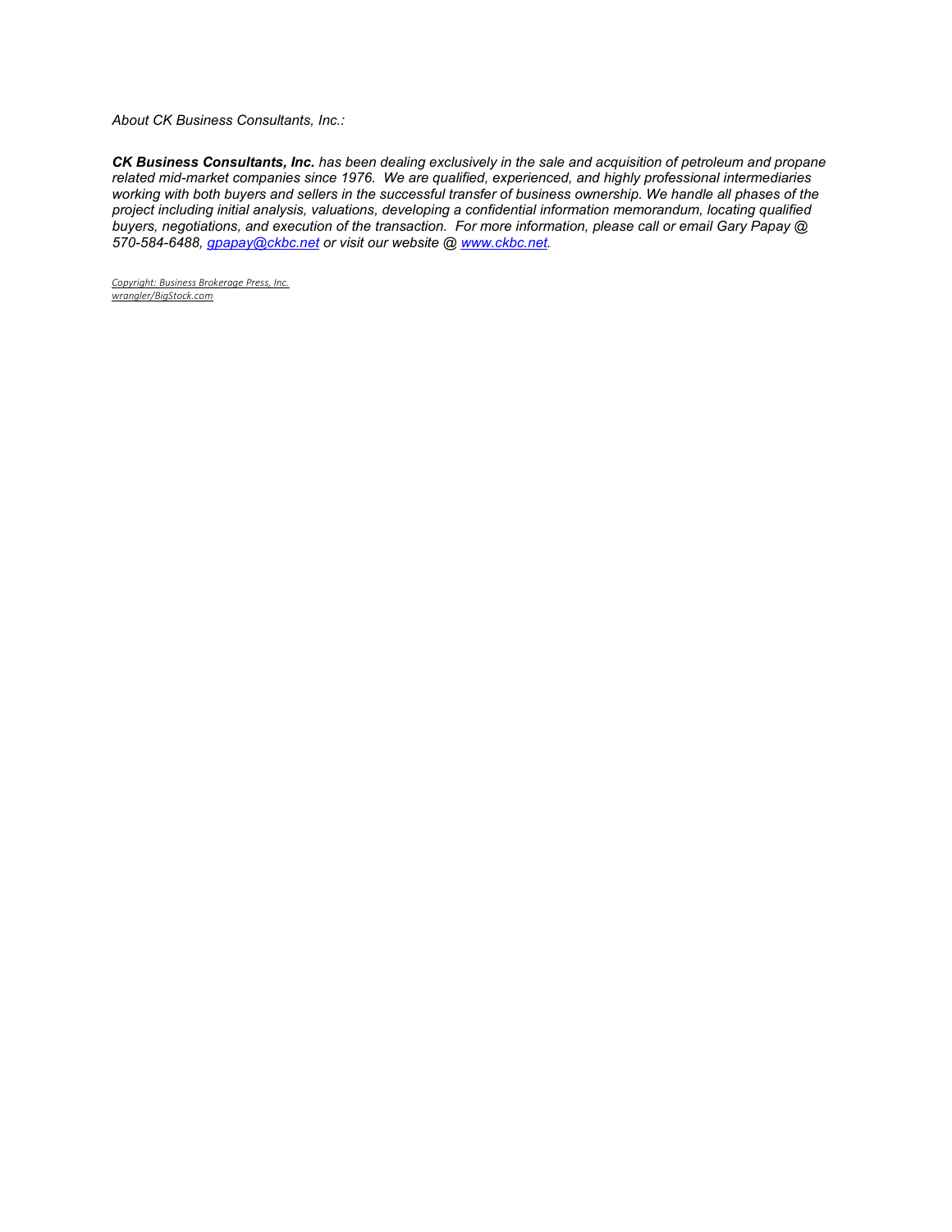*About CK Business Consultants, Inc.:*

***CK Business Consultants, Inc.*** *has been dealing exclusively in the sale and acquisition of petroleum and propane related mid-market companies since 1976. We are qualified, experienced, and highly professional intermediaries working with both buyers and sellers in the successful transfer of business ownership. We handle all phases of the project including initial analysis, valuations, developing a confidential information memorandum, locating qualified buyers, negotiations, and execution of the transaction. For more information, please call or email Gary Papay @ 570-584-6488, [gpapay@ckbc.net](mailto:gpapay@ckbc.net) or visit our website @ [www.ckbc.net](http://www.ckbc.net).*

*Copyright: Business Brokerage Press, Inc.*
*wrangler/BigStock.com*